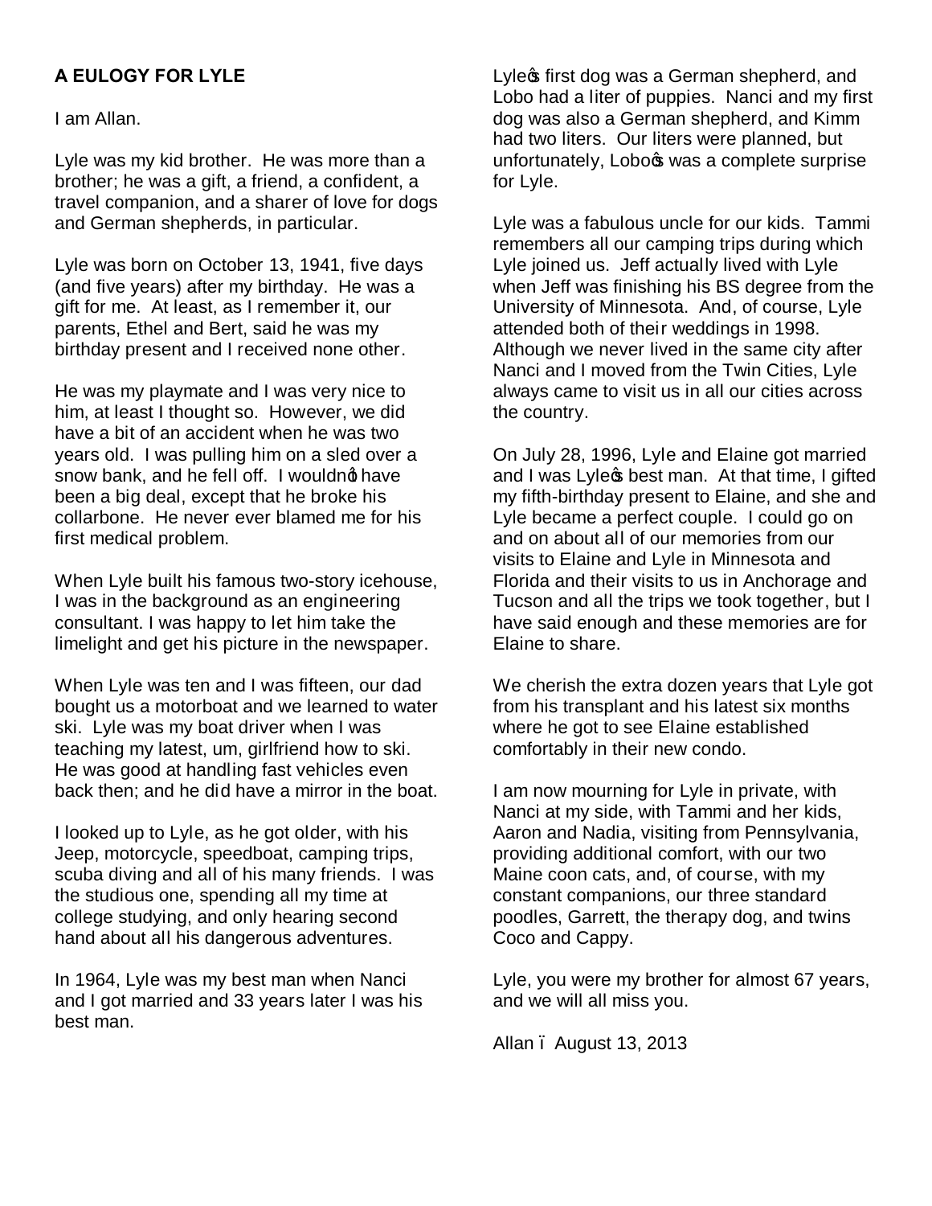**A EULOGY FOR LYLE**

I am Allan.

Lyle was my kid brother. He was more than a brother; he was a gift, a friend, a confident, a travel companion, and a sharer of love for dogs and German shepherds, in particular.

Lyle was born on October 13, 1941, five days (and five years) after my birthday. He was a gift for me. At least, as I remember it, our parents, Ethel and Bert, said he was my birthday present and I received none other.

He was my playmate and I was very nice to him, at least I thought so. However, we did have a bit of an accident when he was two years old. I was pulling him on a sled over a snow bank, and he fell off. I wouldn't have been a big deal, except that he broke his collarbone. He never ever blamed me for his first medical problem.

When Lyle built his famous two-story icehouse, I was in the background as an engineering consultant. I was happy to let him take the limelight and get his picture in the newspaper.

When Lyle was ten and I was fifteen, our dad bought us a motorboat and we learned to water ski. Lyle was my boat driver when I was teaching my latest, um, girlfriend how to ski. He was good at handling fast vehicles even back then; and he did have a mirror in the boat.

I looked up to Lyle, as he got older, with his Jeep, motorcycle, speedboat, camping trips, scuba diving and all of his many friends. I was the studious one, spending all my time at college studying, and only hearing second hand about all his dangerous adventures.

In 1964, Lyle was my best man when Nanci and I got married and 33 years later I was his best man.

Lyle's first dog was a German shepherd, and Lobo had a liter of puppies. Nanci and my first dog was also a German shepherd, and Kimm had two liters. Our liters were planned, but unfortunately, Lobo's was a complete surprise for Lyle.

Lyle was a fabulous uncle for our kids. Tammi remembers all our camping trips during which Lyle joined us. Jeff actually lived with Lyle when Jeff was finishing his BS degree from the University of Minnesota. And, of course, Lyle attended both of their weddings in 1998. Although we never lived in the same city after Nanci and I moved from the Twin Cities, Lyle always came to visit us in all our cities across the country.

On July 28, 1996, Lyle and Elaine got married and I was Lyle's best man. At that time, I gifted my fifth-birthday present to Elaine, and she and Lyle became a perfect couple. I could go on and on about all of our memories from our visits to Elaine and Lyle in Minnesota and Florida and their visits to us in Anchorage and Tucson and all the trips we took together, but I have said enough and these memories are for Elaine to share.

We cherish the extra dozen years that Lyle got from his transplant and his latest six months where he got to see Elaine established comfortably in their new condo.

I am now mourning for Lyle in private, with Nanci at my side, with Tammi and her kids, Aaron and Nadia, visiting from Pennsylvania, providing additional comfort, with our two Maine coon cats, and, of course, with my constant companions, our three standard poodles, Garrett, the therapy dog, and twins Coco and Cappy.

Lyle, you were my brother for almost 67 years, and we will all miss you.

Allan – August 13, 2013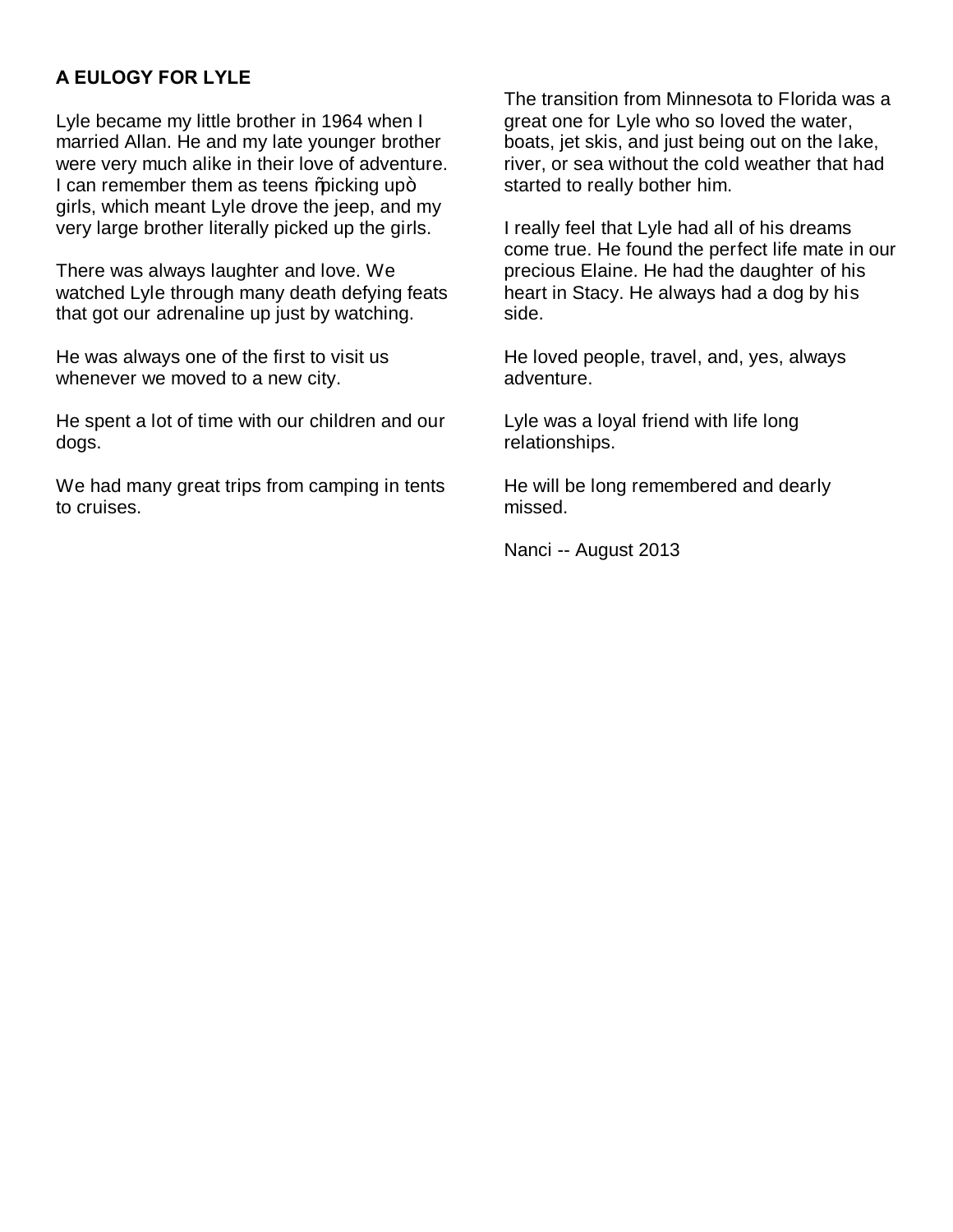**A EULOGY FOR LYLE**

Lyle became my little brother in 1964 when I married Allan. He and my late younger brother were very much alike in their love of adventure. I can remember them as teens ŏpicking upò girls, which meant Lyle drove the jeep, and my very large brother literally picked up the girls.

There was always laughter and love. We watched Lyle through many death defying feats that got our adrenaline up just by watching.

He was always one of the first to visit us whenever we moved to a new city.

He spent a lot of time with our children and our dogs.

We had many great trips from camping in tents to cruises.

The transition from Minnesota to Florida was a great one for Lyle who so loved the water, boats, jet skis, and just being out on the lake, river, or sea without the cold weather that had started to really bother him.

I really feel that Lyle had all of his dreams come true. He found the perfect life mate in our precious Elaine. He had the daughter of his heart in Stacy. He always had a dog by his side.

He loved people, travel, and, yes, always adventure.

Lyle was a loyal friend with life long relationships.

He will be long remembered and dearly missed.

Nanci -- August 2013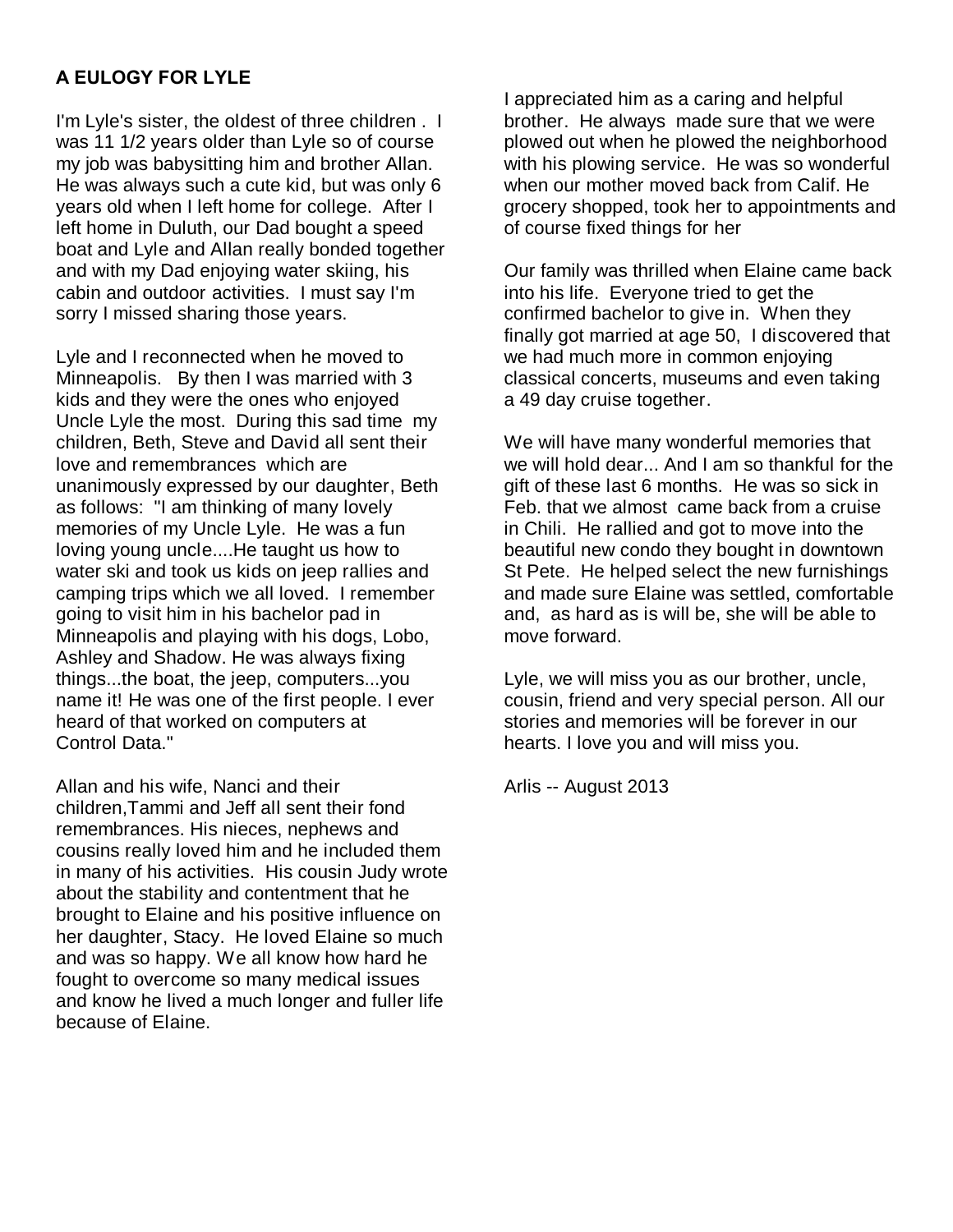**A EULOGY FOR LYLE**

I'm Lyle's sister, the oldest of three children . I was 11 1/2 years older than Lyle so of course my job was babysitting him and brother Allan. He was always such a cute kid, but was only 6 years old when I left home for college. After I left home in Duluth, our Dad bought a speed boat and Lyle and Allan really bonded together and with my Dad enjoying water skiing, his cabin and outdoor activities. I must say I'm sorry I missed sharing those years.

Lyle and I reconnected when he moved to Minneapolis. By then I was married with 3 kids and they were the ones who enjoyed Uncle Lyle the most. During this sad time my children, Beth, Steve and David all sent their love and remembrances which are unanimously expressed by our daughter, Beth as follows: "I am thinking of many lovely memories of my Uncle Lyle. He was a fun loving young uncle....He taught us how to water ski and took us kids on jeep rallies and camping trips which we all loved. I remember going to visit him in his bachelor pad in Minneapolis and playing with his dogs, Lobo, Ashley and Shadow. He was always fixing things...the boat, the jeep, computers...you name it! He was one of the first people. I ever heard of that worked on computers at Control Data."

Allan and his wife, Nanci and their children,Tammi and Jeff all sent their fond remembrances. His nieces, nephews and cousins really loved him and he included them in many of his activities. His cousin Judy wrote about the stability and contentment that he brought to Elaine and his positive influence on her daughter, Stacy. He loved Elaine so much and was so happy. We all know how hard he fought to overcome so many medical issues and know he lived a much longer and fuller life because of Elaine.

I appreciated him as a caring and helpful brother. He always made sure that we were plowed out when he plowed the neighborhood with his plowing service. He was so wonderful when our mother moved back from Calif. He grocery shopped, took her to appointments and of course fixed things for her

Our family was thrilled when Elaine came back into his life. Everyone tried to get the confirmed bachelor to give in. When they finally got married at age 50, I discovered that we had much more in common enjoying classical concerts, museums and even taking a 49 day cruise together.

We will have many wonderful memories that we will hold dear... And I am so thankful for the gift of these last 6 months. He was so sick in Feb. that we almost came back from a cruise in Chili. He rallied and got to move into the beautiful new condo they bought in downtown St Pete. He helped select the new furnishings and made sure Elaine was settled, comfortable and, as hard as is will be, she will be able to move forward.

Lyle, we will miss you as our brother, uncle, cousin, friend and very special person. All our stories and memories will be forever in our hearts. I love you and will miss you.

Arlis -- August 2013